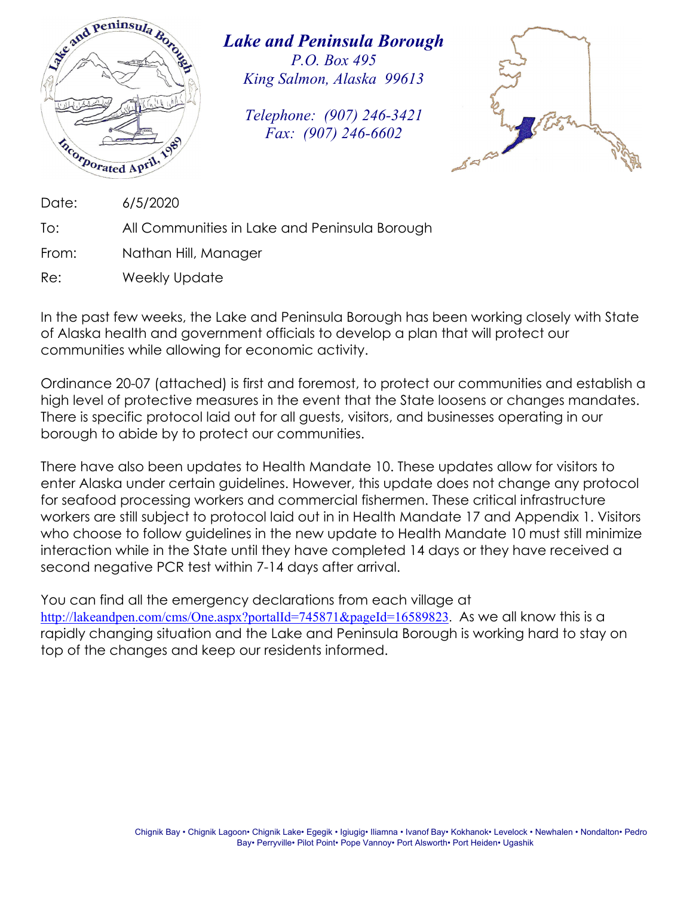# Lake and Peninsula Borough

*P.O. Box 495*
*King Salmon, Alaska 99613*

*Telephone: (907) 246-3421*
*Fax: (907) 246-6602*

Date: 6/5/2020

To: All Communities in Lake and Peninsula Borough

From: Nathan Hill, Manager

Re: Weekly Update

In the past few weeks, the Lake and Peninsula Borough has been working closely with State of Alaska health and government officials to develop a plan that will protect our communities while allowing for economic activity.

Ordinance 20-07 (attached) is first and foremost, to protect our communities and establish a high level of protective measures in the event that the State loosens or changes mandates. There is specific protocol laid out for all guests, visitors, and businesses operating in our borough to abide by to protect our communities.

There have also been updates to Health Mandate 10. These updates allow for visitors to enter Alaska under certain guidelines. However, this update does not change any protocol for seafood processing workers and commercial fishermen. These critical infrastructure workers are still subject to protocol laid out in in Health Mandate 17 and Appendix 1. Visitors who choose to follow guidelines in the new update to Health Mandate 10 must still minimize interaction while in the State until they have completed 14 days or they have received a second negative PCR test within 7-14 days after arrival.

You can find all the emergency declarations from each village at http://lakeandpen.com/cms/One.aspx?portalId=745871&pageId=16589823. As we all know this is a rapidly changing situation and the Lake and Peninsula Borough is working hard to stay on top of the changes and keep our residents informed.

Chignik Bay • Chignik Lagoon• Chignik Lake• Egegik • Igiugig• Iliamna • Ivanof Bay• Kokhanok• Levelock • Newhalen • Nondalton• Pedro Bay• Perryville• Pilot Point• Pope Vannoy• Port Alsworth• Port Heiden• Ugashik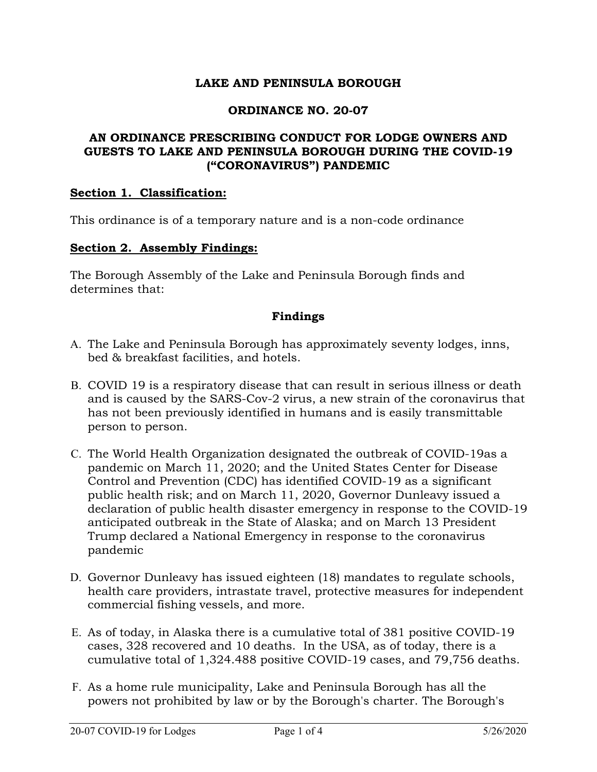**LAKE AND PENINSULA BOROUGH**

**ORDINANCE NO. 20-07**

**AN ORDINANCE PRESCRIBING CONDUCT FOR LODGE OWNERS AND GUESTS TO LAKE AND PENINSULA BOROUGH DURING THE COVID-19 (“CORONAVIRUS”) PANDEMIC**

**Section 1. Classification:**

This ordinance is of a temporary nature and is a non-code ordinance

**Section 2. Assembly Findings:**

The Borough Assembly of the Lake and Peninsula Borough finds and determines that:

**Findings**

A. The Lake and Peninsula Borough has approximately seventy lodges, inns, bed & breakfast facilities, and hotels.

B. COVID 19 is a respiratory disease that can result in serious illness or death and is caused by the SARS-Cov-2 virus, a new strain of the coronavirus that has not been previously identified in humans and is easily transmittable person to person.

C. The World Health Organization designated the outbreak of COVID-19as a pandemic on March 11, 2020; and the United States Center for Disease Control and Prevention (CDC) has identified COVID-19 as a significant public health risk; and on March 11, 2020, Governor Dunleavy issued a declaration of public health disaster emergency in response to the COVID-19 anticipated outbreak in the State of Alaska; and on March 13 President Trump declared a National Emergency in response to the coronavirus pandemic

D. Governor Dunleavy has issued eighteen (18) mandates to regulate schools, health care providers, intrastate travel, protective measures for independent commercial fishing vessels, and more.

E. As of today, in Alaska there is a cumulative total of 381 positive COVID-19 cases, 328 recovered and 10 deaths. In the USA, as of today, there is a cumulative total of 1,324.488 positive COVID-19 cases, and 79,756 deaths.

F. As a home rule municipality, Lake and Peninsula Borough has all the powers not prohibited by law or by the Borough's charter. The Borough's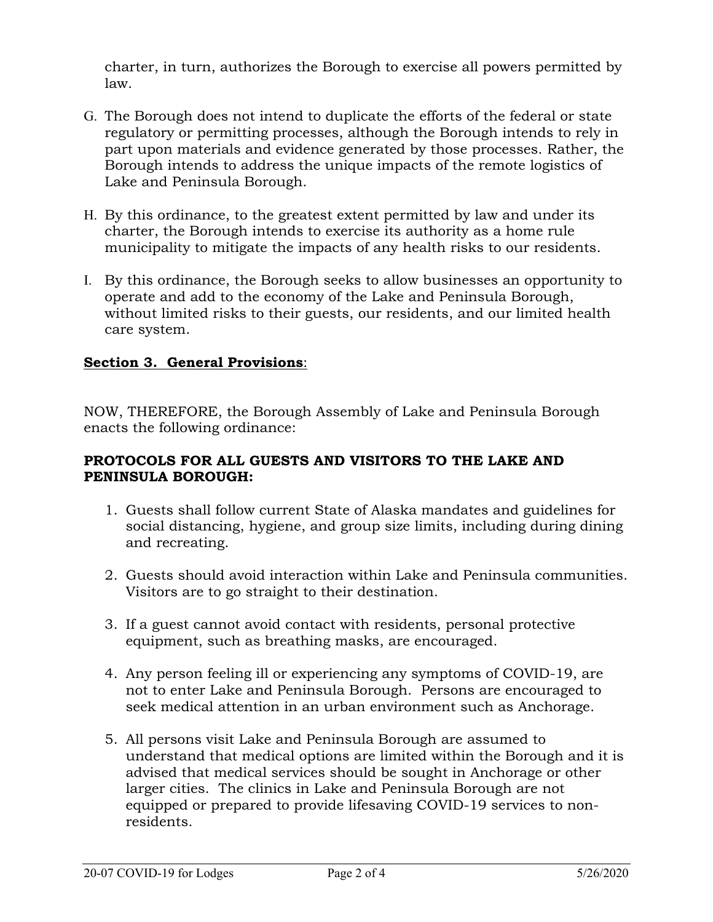charter, in turn, authorizes the Borough to exercise all powers permitted by law.

G. The Borough does not intend to duplicate the efforts of the federal or state regulatory or permitting processes, although the Borough intends to rely in part upon materials and evidence generated by those processes. Rather, the Borough intends to address the unique impacts of the remote logistics of Lake and Peninsula Borough.

H. By this ordinance, to the greatest extent permitted by law and under its charter, the Borough intends to exercise its authority as a home rule municipality to mitigate the impacts of any health risks to our residents.

I. By this ordinance, the Borough seeks to allow businesses an opportunity to operate and add to the economy of the Lake and Peninsula Borough, without limited risks to their guests, our residents, and our limited health care system.

**Section 3. General Provisions**:

NOW, THEREFORE, the Borough Assembly of Lake and Peninsula Borough enacts the following ordinance:

**PROTOCOLS FOR ALL GUESTS AND VISITORS TO THE LAKE AND PENINSULA BOROUGH:**

1. Guests shall follow current State of Alaska mandates and guidelines for social distancing, hygiene, and group size limits, including during dining and recreating.
2. Guests should avoid interaction within Lake and Peninsula communities. Visitors are to go straight to their destination.
3. If a guest cannot avoid contact with residents, personal protective equipment, such as breathing masks, are encouraged.
4. Any person feeling ill or experiencing any symptoms of COVID-19, are not to enter Lake and Peninsula Borough. Persons are encouraged to seek medical attention in an urban environment such as Anchorage.
5. All persons visit Lake and Peninsula Borough are assumed to understand that medical options are limited within the Borough and it is advised that medical services should be sought in Anchorage or other larger cities. The clinics in Lake and Peninsula Borough are not equipped or prepared to provide lifesaving COVID-19 services to non-residents.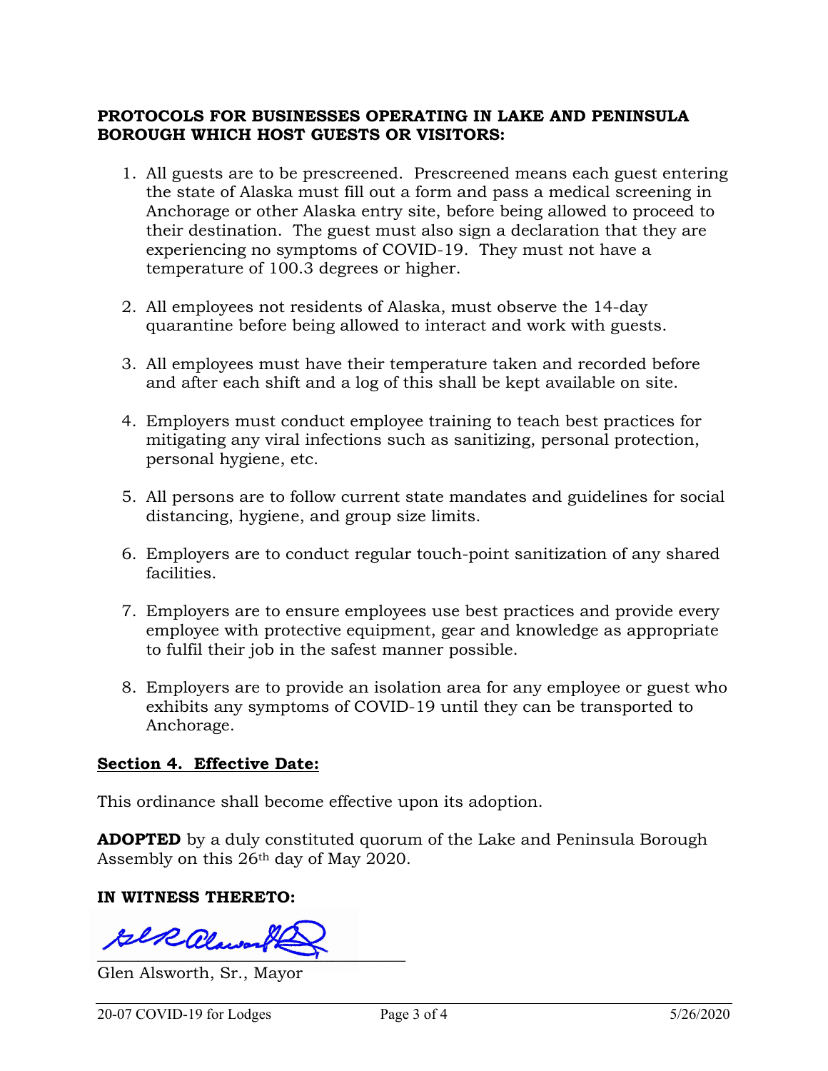**PROTOCOLS FOR BUSINESSES OPERATING IN LAKE AND PENINSULA BOROUGH WHICH HOST GUESTS OR VISITORS:**

1. All guests are to be prescreened. Prescreened means each guest entering the state of Alaska must fill out a form and pass a medical screening in Anchorage or other Alaska entry site, before being allowed to proceed to their destination. The guest must also sign a declaration that they are experiencing no symptoms of COVID-19. They must not have a temperature of 100.3 degrees or higher.

2. All employees not residents of Alaska, must observe the 14-day quarantine before being allowed to interact and work with guests.

3. All employees must have their temperature taken and recorded before and after each shift and a log of this shall be kept available on site.

4. Employers must conduct employee training to teach best practices for mitigating any viral infections such as sanitizing, personal protection, personal hygiene, etc.

5. All persons are to follow current state mandates and guidelines for social distancing, hygiene, and group size limits.

6. Employers are to conduct regular touch-point sanitization of any shared facilities.

7. Employers are to ensure employees use best practices and provide every employee with protective equipment, gear and knowledge as appropriate to fulfil their job in the safest manner possible.

8. Employers are to provide an isolation area for any employee or guest who exhibits any symptoms of COVID-19 until they can be transported to Anchorage.

**<u>Section 4. Effective Date:</u>**

This ordinance shall become effective upon its adoption.

**ADOPTED** by a duly constituted quorum of the Lake and Peninsula Borough Assembly on this 26th day of May 2020.

**IN WITNESS THERETO:**

\_\_\_\_\_\_\_\_\_\_\_\_\_\_\_\_\_\_\_\_\_\_\_\_\_\_\_\_\_\_\_\_\_\_\_\_

Glen Alsworth, Sr., Mayor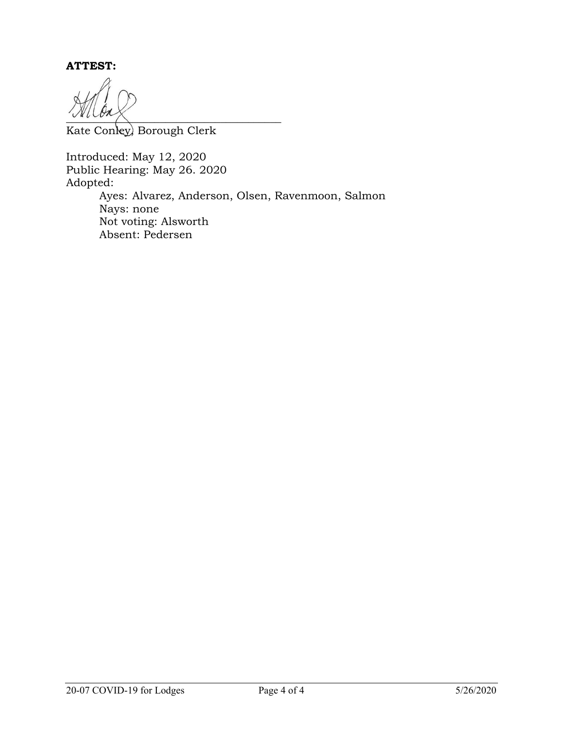**ATTEST:**

Kate Conley, Borough Clerk

Introduced: May 12, 2020
Public Hearing: May 26. 2020
Adopted:

Ayes: Alvarez, Anderson, Olsen, Ravenmoon, Salmon
Nays: none
Not voting: Alsworth
Absent: Pedersen